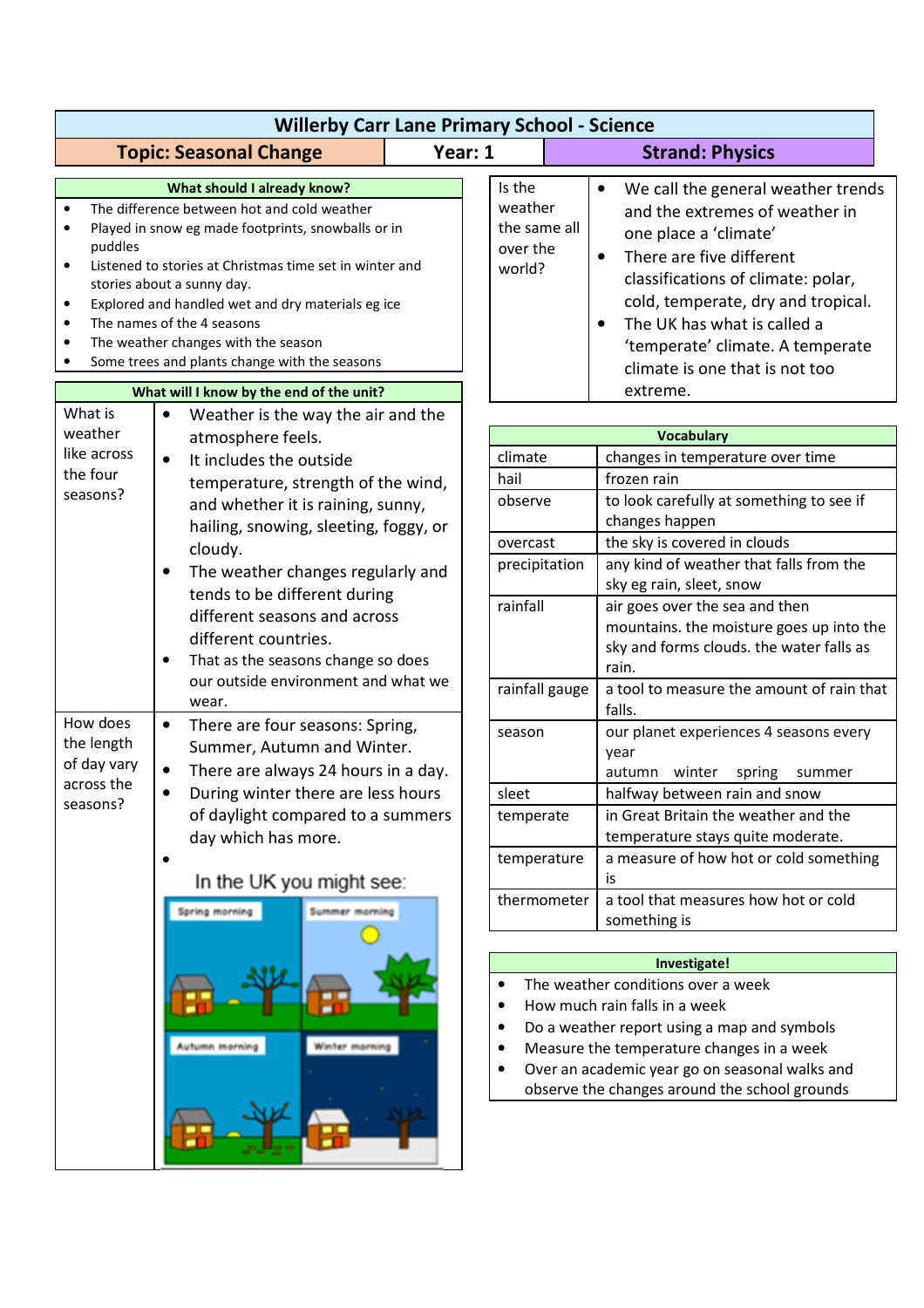# Willerby Carr Lane Primary School - Science

| Topic: Seasonal Change | Year: 1 | Strand: Physics |
|---|---|---|

## What should I already know?

- The difference between hot and cold weather
- Played in snow eg made footprints, snowballs or in puddles
- Listened to stories at Christmas time set in winter and stories about a sunny day.
- Explored and handled wet and dry materials eg ice
- The names of the 4 seasons
- The weather changes with the season
- Some trees and plants change with the seasons

## What will I know by the end of the unit?

| | |
|---|---|
| What is weather like across the four seasons? | • Weather is the way the air and the atmosphere feels.<br>• It includes the outside temperature, strength of the wind, and whether it is raining, sunny, hailing, snowing, sleeting, foggy, or cloudy.<br>• The weather changes regularly and tends to be different during different seasons and across different countries.<br>• That as the seasons change so does our outside environment and what we wear. |
| How does the length of day vary across the seasons? | • There are four seasons: Spring, Summer, Autumn and Winter.<br>• There are always 24 hours in a day.<br>• During winter there are less hours of daylight compared to a summers day which has more.<br>• In the UK you might see: Spring morning, Summer morning, Autumn morning, Winter morning |
| Is the weather the same all over the world? | • We call the general weather trends and the extremes of weather in one place a 'climate'<br>• There are five different classifications of climate: polar, cold, temperate, dry and tropical.<br>• The UK has what is called a 'temperate' climate. A temperate climate is one that is not too extreme. |

## Vocabulary

| Word | Meaning |
|---|---|
| climate | changes in temperature over time |
| hail | frozen rain |
| observe | to look carefully at something to see if changes happen |
| overcast | the sky is covered in clouds |
| precipitation | any kind of weather that falls from the sky eg rain, sleet, snow |
| rainfall | air goes over the sea and then mountains. the moisture goes up into the sky and forms clouds. the water falls as rain. |
| rainfall gauge | a tool to measure the amount of rain that falls. |
| season | our planet experiences 4 seasons every year<br>autumn winter spring summer |
| sleet | halfway between rain and snow |
| temperate | in Great Britain the weather and the temperature stays quite moderate. |
| temperature | a measure of how hot or cold something is |
| thermometer | a tool that measures how hot or cold something is |

## Investigate!

- The weather conditions over a week
- How much rain falls in a week
- Do a weather report using a map and symbols
- Measure the temperature changes in a week
- Over an academic year go on seasonal walks and observe the changes around the school grounds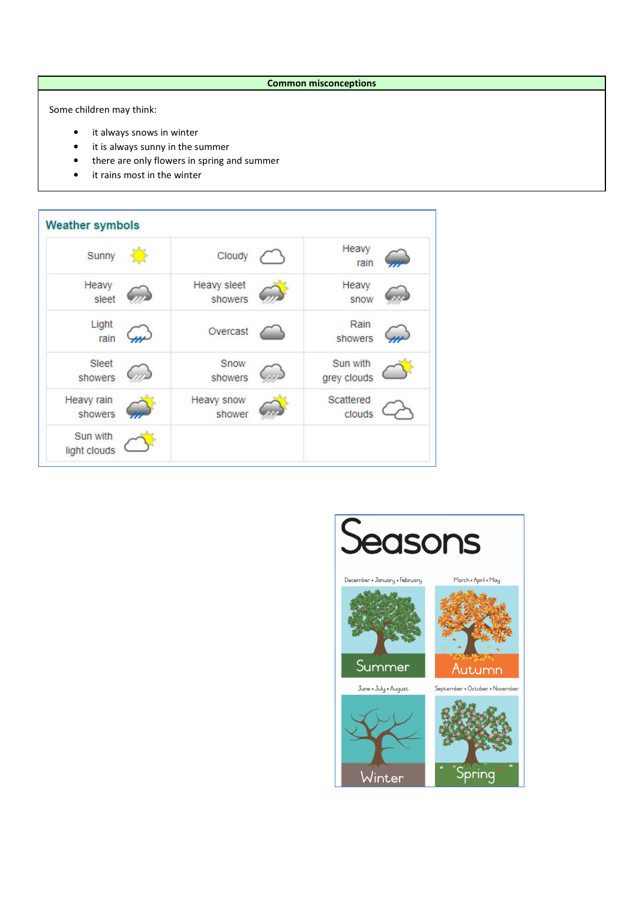| Common misconceptions |
| --- |
| Some children may think:<br>• it always snows in winter<br>• it is always sunny in the summer<br>• there are only flowers in spring and summer<br>• it rains most in the winter |

## Weather symbols

| | | |
| --- | --- | --- |
| Sunny | Cloudy | Heavy rain |
| Heavy sleet | Heavy sleet showers | Heavy snow |
| Light rain | Overcast | Rain showers |
| Sleet showers | Snow showers | Sun with grey clouds |
| Heavy rain showers | Heavy snow shower | Scattered clouds |
| Sun with light clouds | | |

Seasons

December • January • February

Summer

March • April • May

Autumn

June • July • August

Winter

September • October • November

Spring